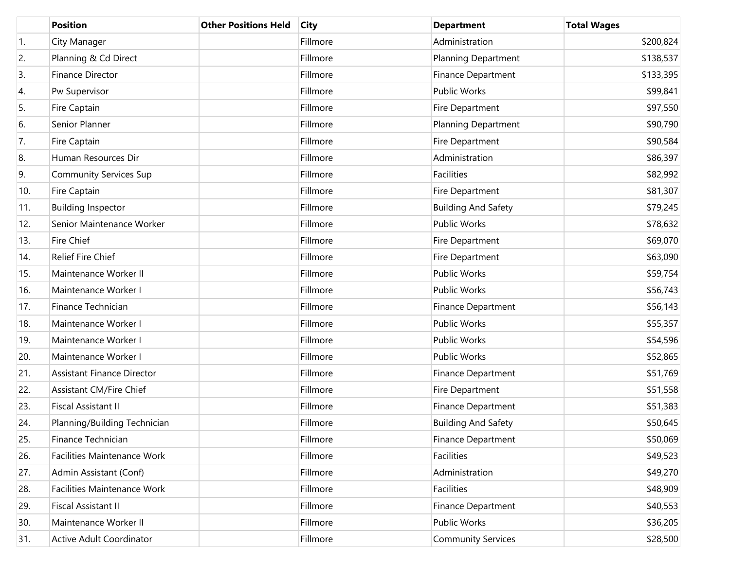| | Position | Other Positions Held | City | Department | Total Wages |
|---|---|---|---|---|---|
| 1. | City Manager | | Fillmore | Administration | $200,824 |
| 2. | Planning & Cd Direct | | Fillmore | Planning Department | $138,537 |
| 3. | Finance Director | | Fillmore | Finance Department | $133,395 |
| 4. | Pw Supervisor | | Fillmore | Public Works | $99,841 |
| 5. | Fire Captain | | Fillmore | Fire Department | $97,550 |
| 6. | Senior Planner | | Fillmore | Planning Department | $90,790 |
| 7. | Fire Captain | | Fillmore | Fire Department | $90,584 |
| 8. | Human Resources Dir | | Fillmore | Administration | $86,397 |
| 9. | Community Services Sup | | Fillmore | Facilities | $82,992 |
| 10. | Fire Captain | | Fillmore | Fire Department | $81,307 |
| 11. | Building Inspector | | Fillmore | Building And Safety | $79,245 |
| 12. | Senior Maintenance Worker | | Fillmore | Public Works | $78,632 |
| 13. | Fire Chief | | Fillmore | Fire Department | $69,070 |
| 14. | Relief Fire Chief | | Fillmore | Fire Department | $63,090 |
| 15. | Maintenance Worker II | | Fillmore | Public Works | $59,754 |
| 16. | Maintenance Worker I | | Fillmore | Public Works | $56,743 |
| 17. | Finance Technician | | Fillmore | Finance Department | $56,143 |
| 18. | Maintenance Worker I | | Fillmore | Public Works | $55,357 |
| 19. | Maintenance Worker I | | Fillmore | Public Works | $54,596 |
| 20. | Maintenance Worker I | | Fillmore | Public Works | $52,865 |
| 21. | Assistant Finance Director | | Fillmore | Finance Department | $51,769 |
| 22. | Assistant CM/Fire Chief | | Fillmore | Fire Department | $51,558 |
| 23. | Fiscal Assistant II | | Fillmore | Finance Department | $51,383 |
| 24. | Planning/Building Technician | | Fillmore | Building And Safety | $50,645 |
| 25. | Finance Technician | | Fillmore | Finance Department | $50,069 |
| 26. | Facilities Maintenance Work | | Fillmore | Facilities | $49,523 |
| 27. | Admin Assistant (Conf) | | Fillmore | Administration | $49,270 |
| 28. | Facilities Maintenance Work | | Fillmore | Facilities | $48,909 |
| 29. | Fiscal Assistant II | | Fillmore | Finance Department | $40,553 |
| 30. | Maintenance Worker II | | Fillmore | Public Works | $36,205 |
| 31. | Active Adult Coordinator | | Fillmore | Community Services | $28,500 |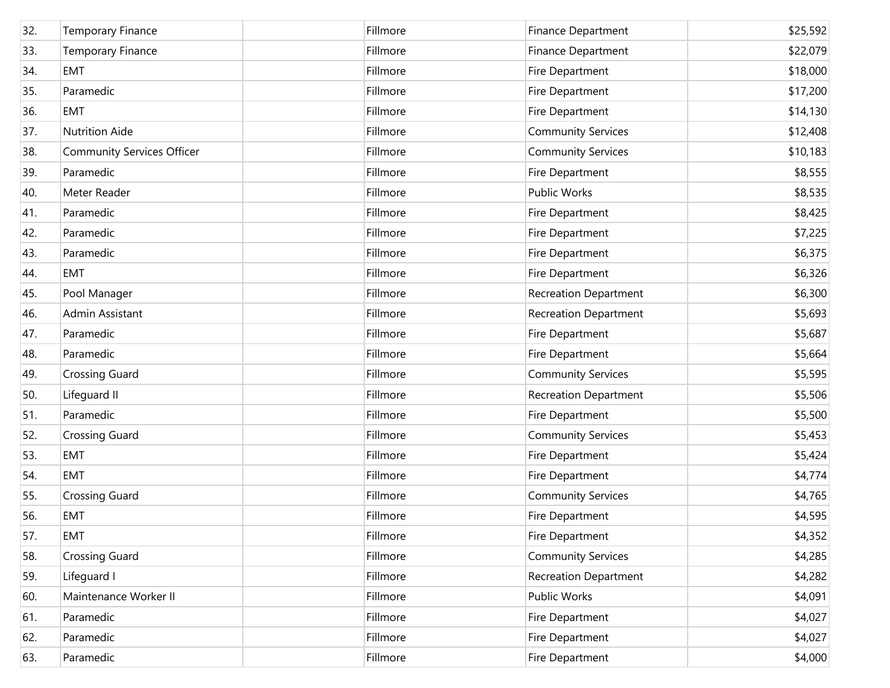| | | | | | |
|---|---|---|---|---|---|
| 32. | Temporary Finance | | Fillmore | Finance Department | $25,592 |
| 33. | Temporary Finance | | Fillmore | Finance Department | $22,079 |
| 34. | EMT | | Fillmore | Fire Department | $18,000 |
| 35. | Paramedic | | Fillmore | Fire Department | $17,200 |
| 36. | EMT | | Fillmore | Fire Department | $14,130 |
| 37. | Nutrition Aide | | Fillmore | Community Services | $12,408 |
| 38. | Community Services Officer | | Fillmore | Community Services | $10,183 |
| 39. | Paramedic | | Fillmore | Fire Department | $8,555 |
| 40. | Meter Reader | | Fillmore | Public Works | $8,535 |
| 41. | Paramedic | | Fillmore | Fire Department | $8,425 |
| 42. | Paramedic | | Fillmore | Fire Department | $7,225 |
| 43. | Paramedic | | Fillmore | Fire Department | $6,375 |
| 44. | EMT | | Fillmore | Fire Department | $6,326 |
| 45. | Pool Manager | | Fillmore | Recreation Department | $6,300 |
| 46. | Admin Assistant | | Fillmore | Recreation Department | $5,693 |
| 47. | Paramedic | | Fillmore | Fire Department | $5,687 |
| 48. | Paramedic | | Fillmore | Fire Department | $5,664 |
| 49. | Crossing Guard | | Fillmore | Community Services | $5,595 |
| 50. | Lifeguard II | | Fillmore | Recreation Department | $5,506 |
| 51. | Paramedic | | Fillmore | Fire Department | $5,500 |
| 52. | Crossing Guard | | Fillmore | Community Services | $5,453 |
| 53. | EMT | | Fillmore | Fire Department | $5,424 |
| 54. | EMT | | Fillmore | Fire Department | $4,774 |
| 55. | Crossing Guard | | Fillmore | Community Services | $4,765 |
| 56. | EMT | | Fillmore | Fire Department | $4,595 |
| 57. | EMT | | Fillmore | Fire Department | $4,352 |
| 58. | Crossing Guard | | Fillmore | Community Services | $4,285 |
| 59. | Lifeguard I | | Fillmore | Recreation Department | $4,282 |
| 60. | Maintenance Worker II | | Fillmore | Public Works | $4,091 |
| 61. | Paramedic | | Fillmore | Fire Department | $4,027 |
| 62. | Paramedic | | Fillmore | Fire Department | $4,027 |
| 63. | Paramedic | | Fillmore | Fire Department | $4,000 |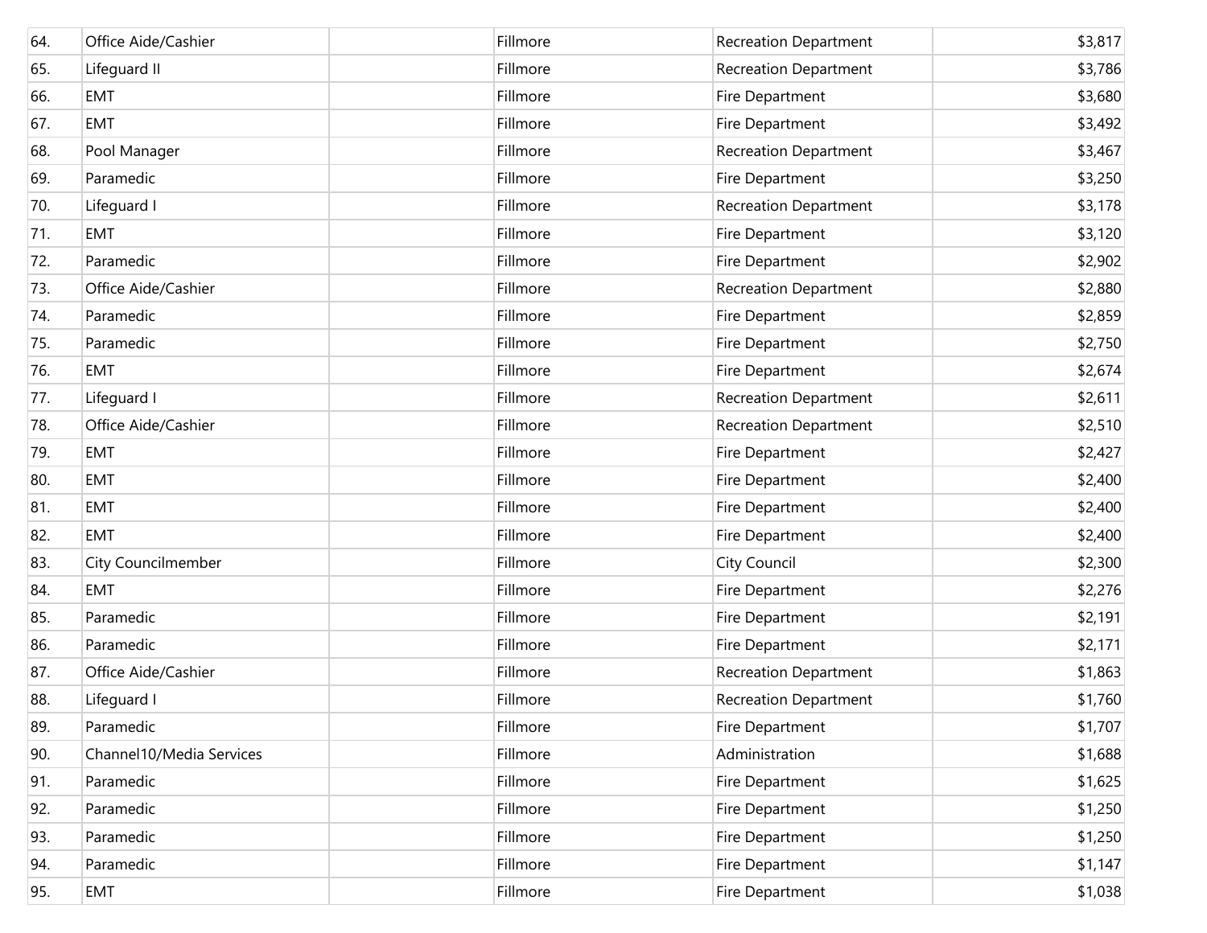| | | | | | |
|---|---|---|---|---|---|
| 64. | Office Aide/Cashier | | Fillmore | Recreation Department | $3,817 |
| 65. | Lifeguard II | | Fillmore | Recreation Department | $3,786 |
| 66. | EMT | | Fillmore | Fire Department | $3,680 |
| 67. | EMT | | Fillmore | Fire Department | $3,492 |
| 68. | Pool Manager | | Fillmore | Recreation Department | $3,467 |
| 69. | Paramedic | | Fillmore | Fire Department | $3,250 |
| 70. | Lifeguard I | | Fillmore | Recreation Department | $3,178 |
| 71. | EMT | | Fillmore | Fire Department | $3,120 |
| 72. | Paramedic | | Fillmore | Fire Department | $2,902 |
| 73. | Office Aide/Cashier | | Fillmore | Recreation Department | $2,880 |
| 74. | Paramedic | | Fillmore | Fire Department | $2,859 |
| 75. | Paramedic | | Fillmore | Fire Department | $2,750 |
| 76. | EMT | | Fillmore | Fire Department | $2,674 |
| 77. | Lifeguard I | | Fillmore | Recreation Department | $2,611 |
| 78. | Office Aide/Cashier | | Fillmore | Recreation Department | $2,510 |
| 79. | EMT | | Fillmore | Fire Department | $2,427 |
| 80. | EMT | | Fillmore | Fire Department | $2,400 |
| 81. | EMT | | Fillmore | Fire Department | $2,400 |
| 82. | EMT | | Fillmore | Fire Department | $2,400 |
| 83. | City Councilmember | | Fillmore | City Council | $2,300 |
| 84. | EMT | | Fillmore | Fire Department | $2,276 |
| 85. | Paramedic | | Fillmore | Fire Department | $2,191 |
| 86. | Paramedic | | Fillmore | Fire Department | $2,171 |
| 87. | Office Aide/Cashier | | Fillmore | Recreation Department | $1,863 |
| 88. | Lifeguard I | | Fillmore | Recreation Department | $1,760 |
| 89. | Paramedic | | Fillmore | Fire Department | $1,707 |
| 90. | Channel10/Media Services | | Fillmore | Administration | $1,688 |
| 91. | Paramedic | | Fillmore | Fire Department | $1,625 |
| 92. | Paramedic | | Fillmore | Fire Department | $1,250 |
| 93. | Paramedic | | Fillmore | Fire Department | $1,250 |
| 94. | Paramedic | | Fillmore | Fire Department | $1,147 |
| 95. | EMT | | Fillmore | Fire Department | $1,038 |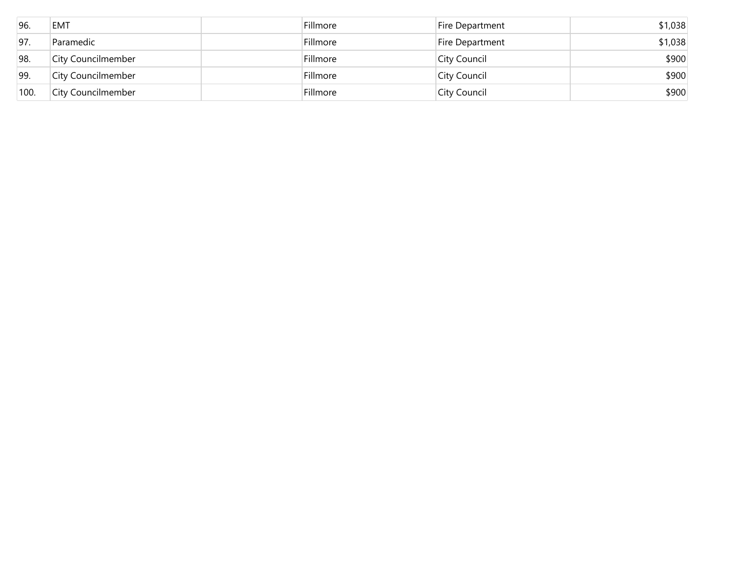| | | | | | |
|---|---|---|---|---|---|
| 96. | EMT | | Fillmore | Fire Department | $1,038 |
| 97. | Paramedic | | Fillmore | Fire Department | $1,038 |
| 98. | City Councilmember | | Fillmore | City Council | $900 |
| 99. | City Councilmember | | Fillmore | City Council | $900 |
| 100. | City Councilmember | | Fillmore | City Council | $900 |